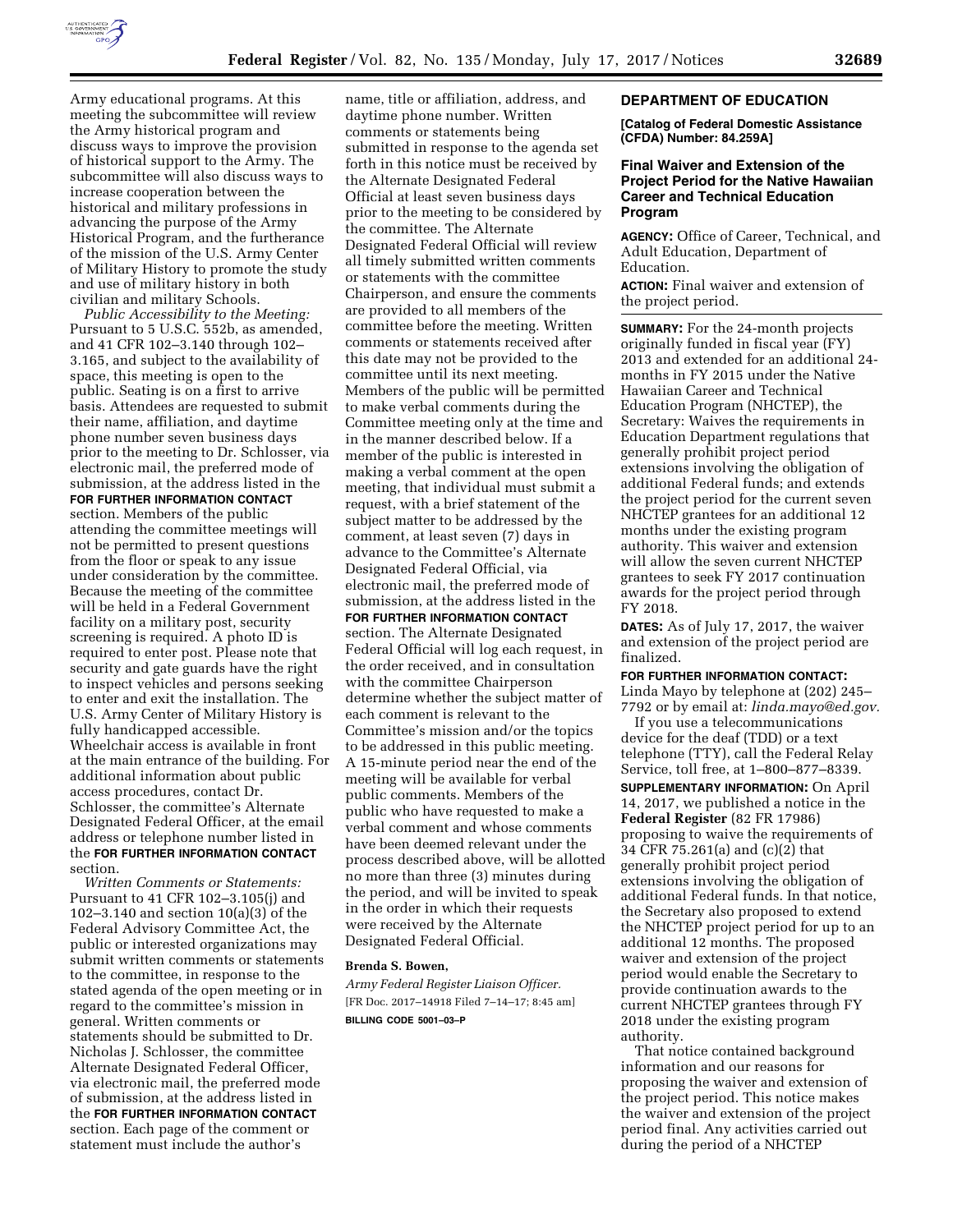Army educational programs. At this meeting the subcommittee will review the Army historical program and discuss ways to improve the provision of historical support to the Army. The subcommittee will also discuss ways to increase cooperation between the historical and military professions in advancing the purpose of the Army Historical Program, and the furtherance of the mission of the U.S. Army Center of Military History to promote the study and use of military history in both civilian and military Schools.

*Public Accessibility to the Meeting:* Pursuant to 5 U.S.C. 552b, as amended, and 41 CFR 102–3.140 through 102–3.165, and subject to the availability of space, this meeting is open to the public. Seating is on a first to arrive basis. Attendees are requested to submit their name, affiliation, and daytime phone number seven business days prior to the meeting to Dr. Schlosser, via electronic mail, the preferred mode of submission, at the address listed in the **FOR FURTHER INFORMATION CONTACT** section. Members of the public attending the committee meetings will not be permitted to present questions from the floor or speak to any issue under consideration by the committee. Because the meeting of the committee will be held in a Federal Government facility on a military post, security screening is required. A photo ID is required to enter post. Please note that security and gate guards have the right to inspect vehicles and persons seeking to enter and exit the installation. The U.S. Army Center of Military History is fully handicapped accessible. Wheelchair access is available in front at the main entrance of the building. For additional information about public access procedures, contact Dr. Schlosser, the committee's Alternate Designated Federal Officer, at the email address or telephone number listed in the **FOR FURTHER INFORMATION CONTACT** section.

*Written Comments or Statements:* Pursuant to 41 CFR 102–3.105(j) and 102–3.140 and section 10(a)(3) of the Federal Advisory Committee Act, the public or interested organizations may submit written comments or statements to the committee, in response to the stated agenda of the open meeting or in regard to the committee's mission in general. Written comments or statements should be submitted to Dr. Nicholas J. Schlosser, the committee Alternate Designated Federal Officer, via electronic mail, the preferred mode of submission, at the address listed in the **FOR FURTHER INFORMATION CONTACT** section. Each page of the comment or statement must include the author's name, title or affiliation, address, and daytime phone number. Written comments or statements being submitted in response to the agenda set forth in this notice must be received by the Alternate Designated Federal Official at least seven business days prior to the meeting to be considered by the committee. The Alternate Designated Federal Official will review all timely submitted written comments or statements with the committee Chairperson, and ensure the comments are provided to all members of the committee before the meeting. Written comments or statements received after this date may not be provided to the committee until its next meeting. Members of the public will be permitted to make verbal comments during the Committee meeting only at the time and in the manner described below. If a member of the public is interested in making a verbal comment at the open meeting, that individual must submit a request, with a brief statement of the subject matter to be addressed by the comment, at least seven (7) days in advance to the Committee's Alternate Designated Federal Official, via electronic mail, the preferred mode of submission, at the address listed in the **FOR FURTHER INFORMATION CONTACT** section. The Alternate Designated Federal Official will log each request, in the order received, and in consultation with the committee Chairperson determine whether the subject matter of each comment is relevant to the Committee's mission and/or the topics to be addressed in this public meeting. A 15-minute period near the end of the meeting will be available for verbal public comments. Members of the public who have requested to make a verbal comment and whose comments have been deemed relevant under the process described above, will be allotted no more than three (3) minutes during the period, and will be invited to speak in the order in which their requests were received by the Alternate Designated Federal Official.

**Brenda S. Bowen,**

*Army Federal Register Liaison Officer.*

[FR Doc. 2017–14918 Filed 7–14–17; 8:45 am]

**BILLING CODE 5001–03–P**

## DEPARTMENT OF EDUCATION

**[Catalog of Federal Domestic Assistance (CFDA) Number: 84.259A]**

### Final Waiver and Extension of the Project Period for the Native Hawaiian Career and Technical Education Program

**AGENCY:** Office of Career, Technical, and Adult Education, Department of Education.

**ACTION:** Final waiver and extension of the project period.

**SUMMARY:** For the 24-month projects originally funded in fiscal year (FY) 2013 and extended for an additional 24-months in FY 2015 under the Native Hawaiian Career and Technical Education Program (NHCTEP), the Secretary: Waives the requirements in Education Department regulations that generally prohibit project period extensions involving the obligation of additional Federal funds; and extends the project period for the current seven NHCTEP grantees for an additional 12 months under the existing program authority. This waiver and extension will allow the seven current NHCTEP grantees to seek FY 2017 continuation awards for the project period through FY 2018.

**DATES:** As of July 17, 2017, the waiver and extension of the project period are finalized.

**FOR FURTHER INFORMATION CONTACT:** Linda Mayo by telephone at (202) 245–7792 or by email at: *linda.mayo@ed.gov.*

If you use a telecommunications device for the deaf (TDD) or a text telephone (TTY), call the Federal Relay Service, toll free, at 1–800–877–8339.

**SUPPLEMENTARY INFORMATION:** On April 14, 2017, we published a notice in the **Federal Register** (82 FR 17986) proposing to waive the requirements of 34 CFR 75.261(a) and (c)(2) that generally prohibit project period extensions involving the obligation of additional Federal funds. In that notice, the Secretary also proposed to extend the NHCTEP project period for up to an additional 12 months. The proposed waiver and extension of the project period would enable the Secretary to provide continuation awards to the current NHCTEP grantees through FY 2018 under the existing program authority.

That notice contained background information and our reasons for proposing the waiver and extension of the project period. This notice makes the waiver and extension of the project period final. Any activities carried out during the period of a NHCTEP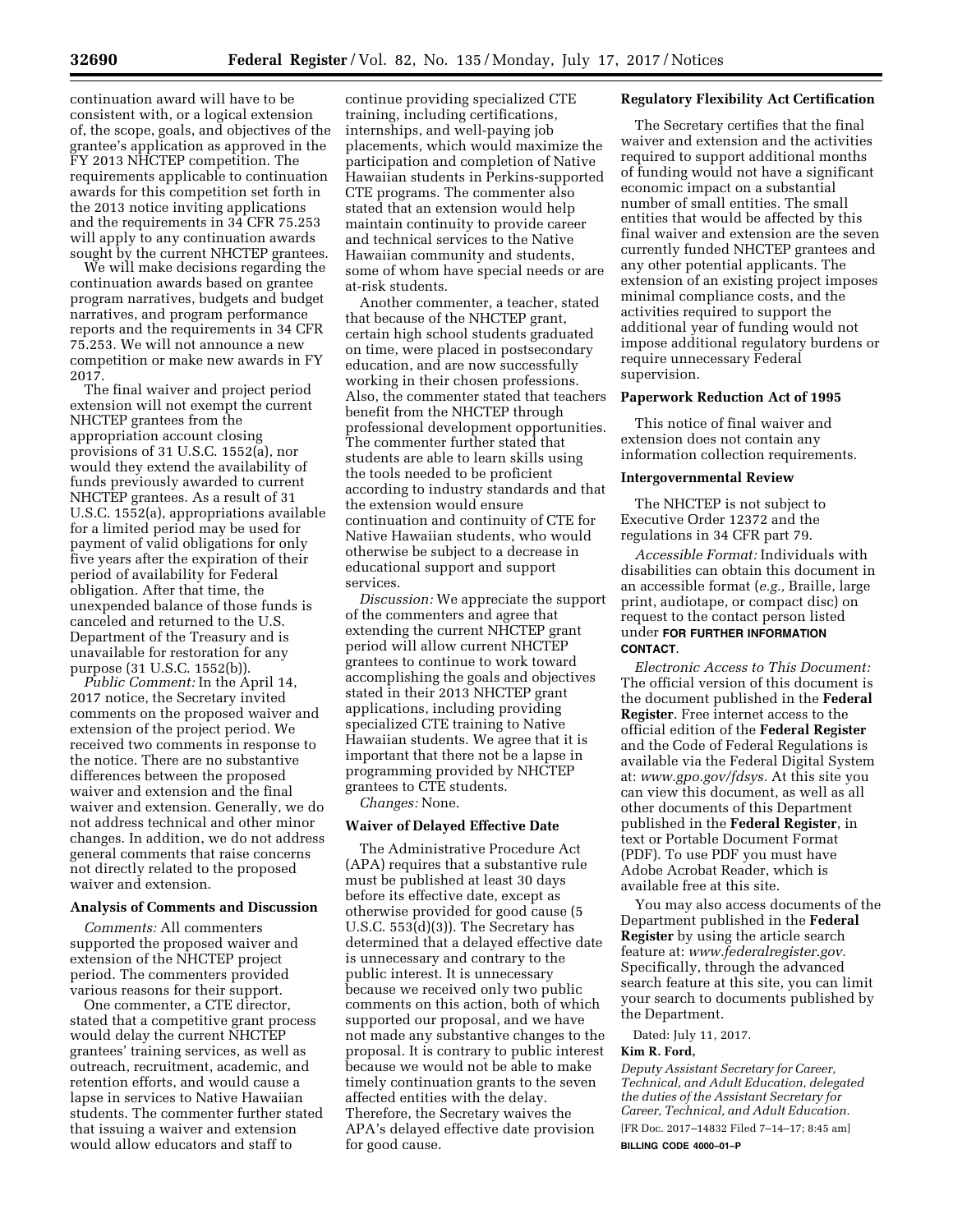continuation award will have to be consistent with, or a logical extension of, the scope, goals, and objectives of the grantee's application as approved in the FY 2013 NHCTEP competition. The requirements applicable to continuation awards for this competition set forth in the 2013 notice inviting applications and the requirements in 34 CFR 75.253 will apply to any continuation awards sought by the current NHCTEP grantees.

We will make decisions regarding the continuation awards based on grantee program narratives, budgets and budget narratives, and program performance reports and the requirements in 34 CFR 75.253. We will not announce a new competition or make new awards in FY 2017.

The final waiver and project period extension will not exempt the current NHCTEP grantees from the appropriation account closing provisions of 31 U.S.C. 1552(a), nor would they extend the availability of funds previously awarded to current NHCTEP grantees. As a result of 31 U.S.C. 1552(a), appropriations available for a limited period may be used for payment of valid obligations for only five years after the expiration of their period of availability for Federal obligation. After that time, the unexpended balance of those funds is canceled and returned to the U.S. Department of the Treasury and is unavailable for restoration for any purpose (31 U.S.C. 1552(b)).

*Public Comment:* In the April 14, 2017 notice, the Secretary invited comments on the proposed waiver and extension of the project period. We received two comments in response to the notice. There are no substantive differences between the proposed waiver and extension and the final waiver and extension. Generally, we do not address technical and other minor changes. In addition, we do not address general comments that raise concerns not directly related to the proposed waiver and extension.

**Analysis of Comments and Discussion**

*Comments:* All commenters supported the proposed waiver and extension of the NHCTEP project period. The commenters provided various reasons for their support.

One commenter, a CTE director, stated that a competitive grant process would delay the current NHCTEP grantees' training services, as well as outreach, recruitment, academic, and retention efforts, and would cause a lapse in services to Native Hawaiian students. The commenter further stated that issuing a waiver and extension would allow educators and staff to continue providing specialized CTE training, including certifications, internships, and well-paying job placements, which would maximize the participation and completion of Native Hawaiian students in Perkins-supported CTE programs. The commenter also stated that an extension would help maintain continuity to provide career and technical services to the Native Hawaiian community and students, some of whom have special needs or are at-risk students.

Another commenter, a teacher, stated that because of the NHCTEP grant, certain high school students graduated on time, were placed in postsecondary education, and are now successfully working in their chosen professions. Also, the commenter stated that teachers benefit from the NHCTEP through professional development opportunities. The commenter further stated that students are able to learn skills using the tools needed to be proficient according to industry standards and that the extension would ensure continuation and continuity of CTE for Native Hawaiian students, who would otherwise be subject to a decrease in educational support and support services.

*Discussion:* We appreciate the support of the commenters and agree that extending the current NHCTEP grant period will allow current NHCTEP grantees to continue to work toward accomplishing the goals and objectives stated in their 2013 NHCTEP grant applications, including providing specialized CTE training to Native Hawaiian students. We agree that it is important that there not be a lapse in programming provided by NHCTEP grantees to CTE students.

*Changes:* None.

**Waiver of Delayed Effective Date**

The Administrative Procedure Act (APA) requires that a substantive rule must be published at least 30 days before its effective date, except as otherwise provided for good cause (5 U.S.C. 553(d)(3)). The Secretary has determined that a delayed effective date is unnecessary and contrary to the public interest. It is unnecessary because we received only two public comments on this action, both of which supported our proposal, and we have not made any substantive changes to the proposal. It is contrary to public interest because we would not be able to make timely continuation grants to the seven affected entities with the delay. Therefore, the Secretary waives the APA's delayed effective date provision for good cause.

**Regulatory Flexibility Act Certification**

The Secretary certifies that the final waiver and extension and the activities required to support additional months of funding would not have a significant economic impact on a substantial number of small entities. The small entities that would be affected by this final waiver and extension are the seven currently funded NHCTEP grantees and any other potential applicants. The extension of an existing project imposes minimal compliance costs, and the activities required to support the additional year of funding would not impose additional regulatory burdens or require unnecessary Federal supervision.

**Paperwork Reduction Act of 1995**

This notice of final waiver and extension does not contain any information collection requirements.

**Intergovernmental Review**

The NHCTEP is not subject to Executive Order 12372 and the regulations in 34 CFR part 79.

*Accessible Format:* Individuals with disabilities can obtain this document in an accessible format (*e.g.,* Braille, large print, audiotape, or compact disc) on request to the contact person listed under **FOR FURTHER INFORMATION CONTACT**.

*Electronic Access to This Document:* The official version of this document is the document published in the **Federal Register**. Free internet access to the official edition of the **Federal Register** and the Code of Federal Regulations is available via the Federal Digital System at: *www.gpo.gov/fdsys*. At this site you can view this document, as well as all other documents of this Department published in the **Federal Register**, in text or Portable Document Format (PDF). To use PDF you must have Adobe Acrobat Reader, which is available free at this site.

You may also access documents of the Department published in the **Federal Register** by using the article search feature at: *www.federalregister.gov*. Specifically, through the advanced search feature at this site, you can limit your search to documents published by the Department.

Dated: July 11, 2017.

**Kim R. Ford,**

*Deputy Assistant Secretary for Career, Technical, and Adult Education, delegated the duties of the Assistant Secretary for Career, Technical, and Adult Education.*

[FR Doc. 2017–14832 Filed 7–14–17; 8:45 am]

**BILLING CODE 4000–01–P**